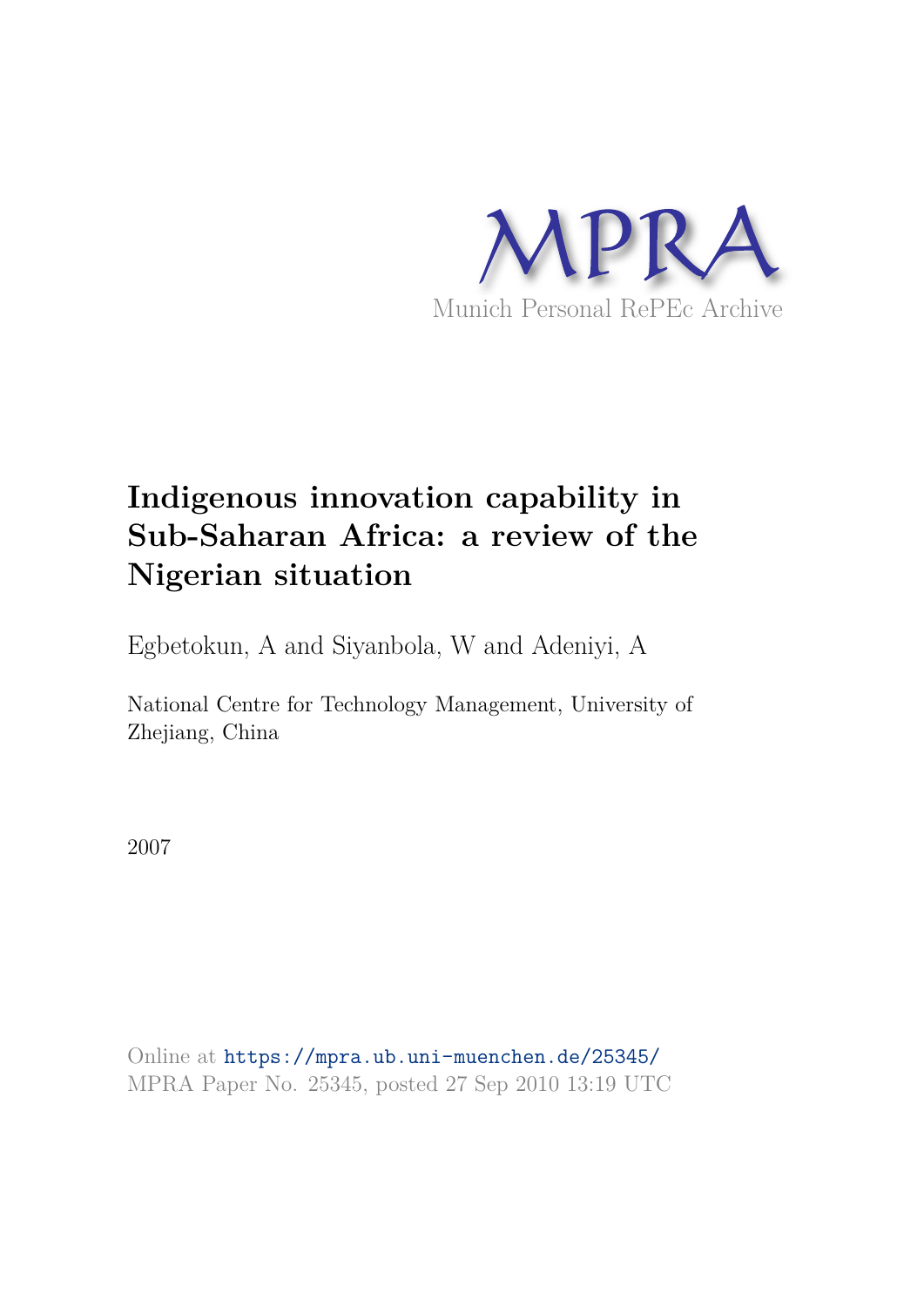MPRA

Munich Personal RePEc Archive

# Indigenous innovation capability in Sub-Saharan Africa: a review of the Nigerian situation

Egbetokun, A and Siyanbola, W and Adeniyi, A

National Centre for Technology Management, University of Zhejiang, China

2007

Online at https://mpra.ub.uni-muenchen.de/25345/
MPRA Paper No. 25345, posted 27 Sep 2010 13:19 UTC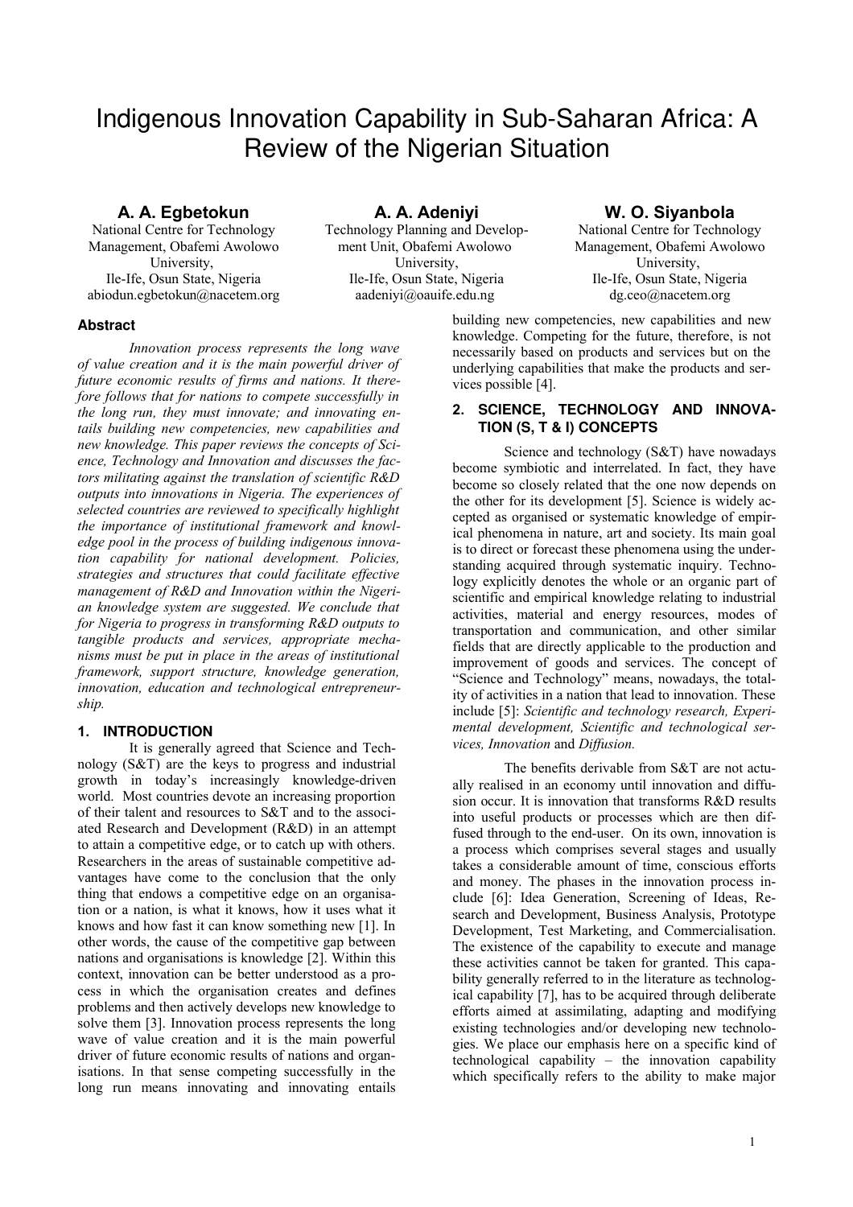# Indigenous Innovation Capability in Sub-Saharan Africa: A Review of the Nigerian Situation

**A. A. Egbetokun**
National Centre for Technology Management, Obafemi Awolowo University,
Ile-Ife, Osun State, Nigeria
abiodun.egbetokun@nacetem.org

**A. A. Adeniyi**
Technology Planning and Development Unit, Obafemi Awolowo University,
Ile-Ife, Osun State, Nigeria
aadeniyi@oauife.edu.ng

**W. O. Siyanbola**
National Centre for Technology Management, Obafemi Awolowo University,
Ile-Ife, Osun State, Nigeria
dg.ceo@nacetem.org

### Abstract

*Innovation process represents the long wave of value creation and it is the main powerful driver of future economic results of firms and nations. It therefore follows that for nations to compete successfully in the long run, they must innovate; and innovating entails building new competencies, new capabilities and new knowledge. This paper reviews the concepts of Science, Technology and Innovation and discusses the factors militating against the translation of scientific R&D outputs into innovations in Nigeria. The experiences of selected countries are reviewed to specifically highlight the importance of institutional framework and knowledge pool in the process of building indigenous innovation capability for national development. Policies, strategies and structures that could facilitate effective management of R&D and Innovation within the Nigerian knowledge system are suggested. We conclude that for Nigeria to progress in transforming R&D outputs to tangible products and services, appropriate mechanisms must be put in place in the areas of institutional framework, support structure, knowledge generation, innovation, education and technological entrepreneurship.*

## 1. INTRODUCTION

It is generally agreed that Science and Technology (S&T) are the keys to progress and industrial growth in today's increasingly knowledge-driven world. Most countries devote an increasing proportion of their talent and resources to S&T and to the associated Research and Development (R&D) in an attempt to attain a competitive edge, or to catch up with others. Researchers in the areas of sustainable competitive advantages have come to the conclusion that the only thing that endows a competitive edge on an organisation or a nation, is what it knows, how it uses what it knows and how fast it can know something new [1]. In other words, the cause of the competitive gap between nations and organisations is knowledge [2]. Within this context, innovation can be better understood as a process in which the organisation creates and defines problems and then actively develops new knowledge to solve them [3]. Innovation process represents the long wave of value creation and it is the main powerful driver of future economic results of nations and organisations. In that sense competing successfully in the long run means innovating and innovating entails building new competencies, new capabilities and new knowledge. Competing for the future, therefore, is not necessarily based on products and services but on the underlying capabilities that make the products and services possible [4].

## 2. SCIENCE, TECHNOLOGY AND INNOVATION (S, T & I) CONCEPTS

Science and technology (S&T) have nowadays become symbiotic and interrelated. In fact, they have become so closely related that the one now depends on the other for its development [5]. Science is widely accepted as organised or systematic knowledge of empirical phenomena in nature, art and society. Its main goal is to direct or forecast these phenomena using the understanding acquired through systematic inquiry. Technology explicitly denotes the whole or an organic part of scientific and empirical knowledge relating to industrial activities, material and energy resources, modes of transportation and communication, and other similar fields that are directly applicable to the production and improvement of goods and services. The concept of "Science and Technology" means, nowadays, the totality of activities in a nation that lead to innovation. These include [5]: *Scientific and technology research, Experimental development, Scientific and technological services, Innovation* and *Diffusion.*

The benefits derivable from S&T are not actually realised in an economy until innovation and diffusion occur. It is innovation that transforms R&D results into useful products or processes which are then diffused through to the end-user. On its own, innovation is a process which comprises several stages and usually takes a considerable amount of time, conscious efforts and money. The phases in the innovation process include [6]: Idea Generation, Screening of Ideas, Research and Development, Business Analysis, Prototype Development, Test Marketing, and Commercialisation. The existence of the capability to execute and manage these activities cannot be taken for granted. This capability generally referred to in the literature as technological capability [7], has to be acquired through deliberate efforts aimed at assimilating, adapting and modifying existing technologies and/or developing new technologies. We place our emphasis here on a specific kind of technological capability – the innovation capability which specifically refers to the ability to make major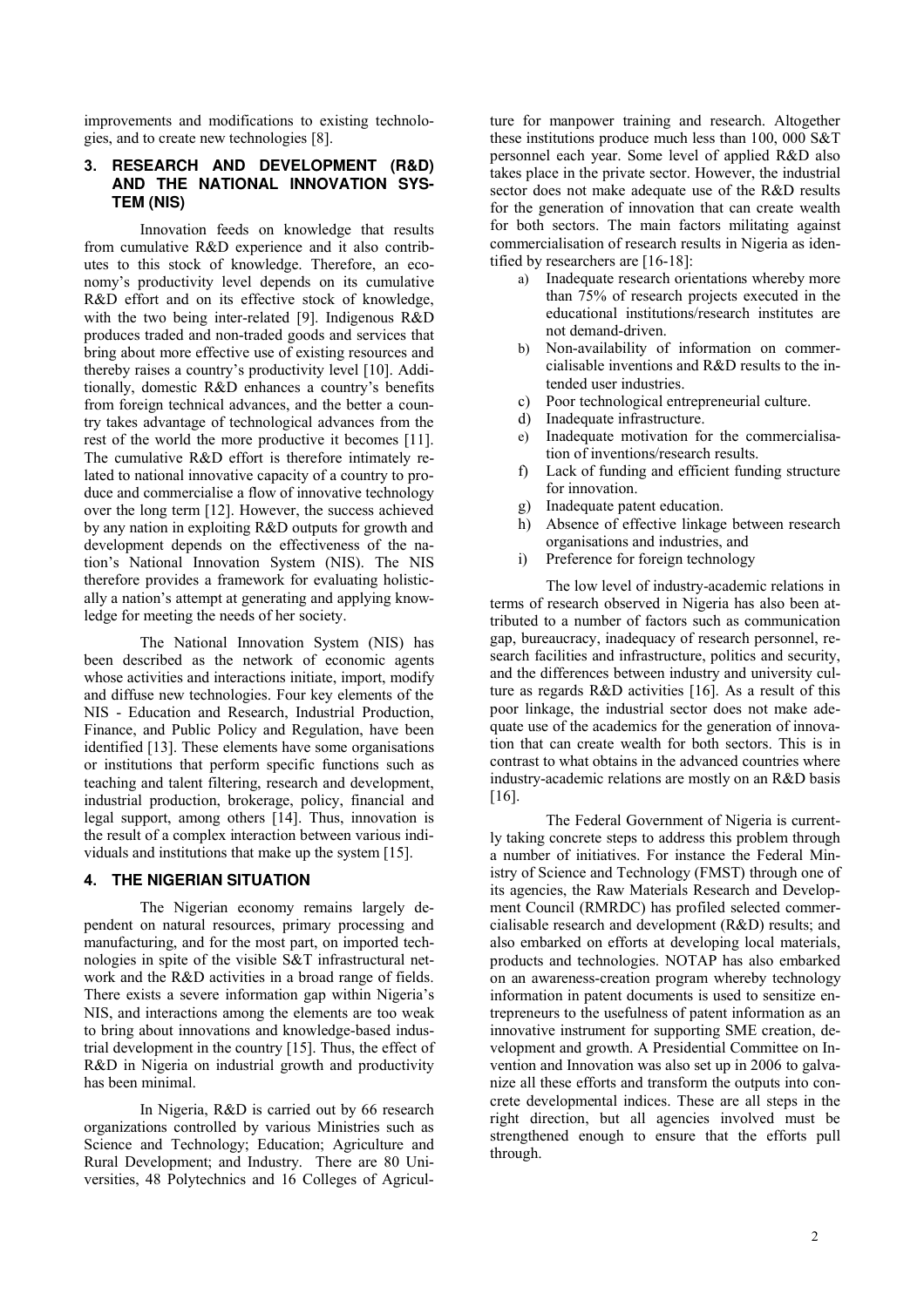improvements and modifications to existing technologies, and to create new technologies [8].

## 3. RESEARCH AND DEVELOPMENT (R&D) AND THE NATIONAL INNOVATION SYSTEM (NIS)

Innovation feeds on knowledge that results from cumulative R&D experience and it also contributes to this stock of knowledge. Therefore, an economy's productivity level depends on its cumulative R&D effort and on its effective stock of knowledge, with the two being inter-related [9]. Indigenous R&D produces traded and non-traded goods and services that bring about more effective use of existing resources and thereby raises a country's productivity level [10]. Additionally, domestic R&D enhances a country's benefits from foreign technical advances, and the better a country takes advantage of technological advances from the rest of the world the more productive it becomes [11]. The cumulative R&D effort is therefore intimately related to national innovative capacity of a country to produce and commercialise a flow of innovative technology over the long term [12]. However, the success achieved by any nation in exploiting R&D outputs for growth and development depends on the effectiveness of the nation's National Innovation System (NIS). The NIS therefore provides a framework for evaluating holistically a nation's attempt at generating and applying knowledge for meeting the needs of her society.

The National Innovation System (NIS) has been described as the network of economic agents whose activities and interactions initiate, import, modify and diffuse new technologies. Four key elements of the NIS - Education and Research, Industrial Production, Finance, and Public Policy and Regulation, have been identified [13]. These elements have some organisations or institutions that perform specific functions such as teaching and talent filtering, research and development, industrial production, brokerage, policy, financial and legal support, among others [14]. Thus, innovation is the result of a complex interaction between various individuals and institutions that make up the system [15].

## 4. THE NIGERIAN SITUATION

The Nigerian economy remains largely dependent on natural resources, primary processing and manufacturing, and for the most part, on imported technologies in spite of the visible S&T infrastructural network and the R&D activities in a broad range of fields. There exists a severe information gap within Nigeria's NIS, and interactions among the elements are too weak to bring about innovations and knowledge-based industrial development in the country [15]. Thus, the effect of R&D in Nigeria on industrial growth and productivity has been minimal.

In Nigeria, R&D is carried out by 66 research organizations controlled by various Ministries such as Science and Technology; Education; Agriculture and Rural Development; and Industry. There are 80 Universities, 48 Polytechnics and 16 Colleges of Agriculture for manpower training and research. Altogether these institutions produce much less than 100, 000 S&T personnel each year. Some level of applied R&D also takes place in the private sector. However, the industrial sector does not make adequate use of the R&D results for the generation of innovation that can create wealth for both sectors. The main factors militating against commercialisation of research results in Nigeria as identified by researchers are [16-18]:

a) Inadequate research orientations whereby more than 75% of research projects executed in the educational institutions/research institutes are not demand-driven.
b) Non-availability of information on commercialisable inventions and R&D results to the intended user industries.
c) Poor technological entrepreneurial culture.
d) Inadequate infrastructure.
e) Inadequate motivation for the commercialisation of inventions/research results.
f) Lack of funding and efficient funding structure for innovation.
g) Inadequate patent education.
h) Absence of effective linkage between research organisations and industries, and
i) Preference for foreign technology

The low level of industry-academic relations in terms of research observed in Nigeria has also been attributed to a number of factors such as communication gap, bureaucracy, inadequacy of research personnel, research facilities and infrastructure, politics and security, and the differences between industry and university culture as regards R&D activities [16]. As a result of this poor linkage, the industrial sector does not make adequate use of the academics for the generation of innovation that can create wealth for both sectors. This is in contrast to what obtains in the advanced countries where industry-academic relations are mostly on an R&D basis [16].

The Federal Government of Nigeria is currently taking concrete steps to address this problem through a number of initiatives. For instance the Federal Ministry of Science and Technology (FMST) through one of its agencies, the Raw Materials Research and Development Council (RMRDC) has profiled selected commercialisable research and development (R&D) results; and also embarked on efforts at developing local materials, products and technologies. NOTAP has also embarked on an awareness-creation program whereby technology information in patent documents is used to sensitize entrepreneurs to the usefulness of patent information as an innovative instrument for supporting SME creation, development and growth. A Presidential Committee on Invention and Innovation was also set up in 2006 to galvanize all these efforts and transform the outputs into concrete developmental indices. These are all steps in the right direction, but all agencies involved must be strengthened enough to ensure that the efforts pull through.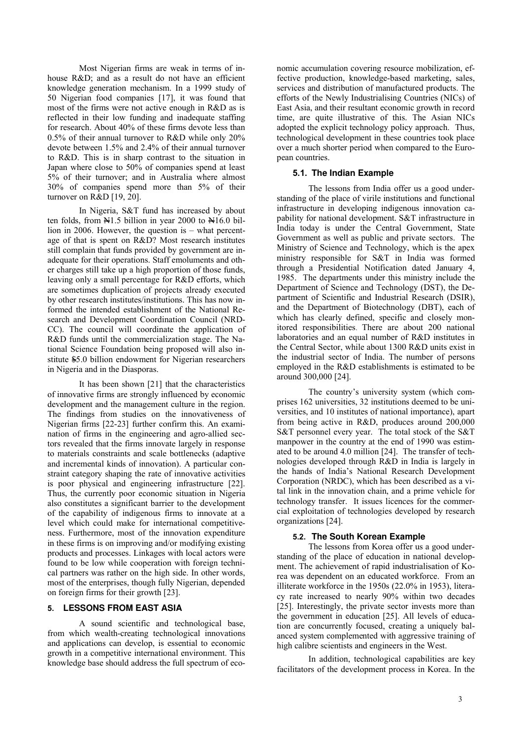Most Nigerian firms are weak in terms of in-house R&D; and as a result do not have an efficient knowledge generation mechanism. In a 1999 study of 50 Nigerian food companies [17], it was found that most of the firms were not active enough in R&D as is reflected in their low funding and inadequate staffing for research. About 40% of these firms devote less than 0.5% of their annual turnover to R&D while only 20% devote between 1.5% and 2.4% of their annual turnover to R&D. This is in sharp contrast to the situation in Japan where close to 50% of companies spend at least 5% of their turnover; and in Australia where almost 30% of companies spend more than 5% of their turnover on R&D [19, 20].

In Nigeria, S&T fund has increased by about ten folds, from ₦1.5 billion in year 2000 to ₦16.0 billion in 2006. However, the question is – what percentage of that is spent on R&D? Most research institutes still complain that funds provided by government are inadequate for their operations. Staff emoluments and other charges still take up a high proportion of those funds, leaving only a small percentage for R&D efforts, which are sometimes duplication of projects already executed by other research institutes/institutions. This has now informed the intended establishment of the National Research and Development Coordination Council (NRDCC). The council will coordinate the application of R&D funds until the commercialization stage. The National Science Foundation being proposed will also institute $5.0 billion endowment for Nigerian researchers in Nigeria and in the Diasporas.

It has been shown [21] that the characteristics of innovative firms are strongly influenced by economic development and the management culture in the region. The findings from studies on the innovativeness of Nigerian firms [22-23] further confirm this. An examination of firms in the engineering and agro-allied sectors revealed that the firms innovate largely in response to materials constraints and scale bottlenecks (adaptive and incremental kinds of innovation). A particular constraint category shaping the rate of innovative activities is poor physical and engineering infrastructure [22]. Thus, the currently poor economic situation in Nigeria also constitutes a significant barrier to the development of the capability of indigenous firms to innovate at a level which could make for international competitiveness. Furthermore, most of the innovation expenditure in these firms is on improving and/or modifying existing products and processes. Linkages with local actors were found to be low while cooperation with foreign technical partners was rather on the high side. In other words, most of the enterprises, though fully Nigerian, depended on foreign firms for their growth [23].

## 5. LESSONS FROM EAST ASIA

A sound scientific and technological base, from which wealth-creating technological innovations and applications can develop, is essential to economic growth in a competitive international environment. This knowledge base should address the full spectrum of economic accumulation covering resource mobilization, effective production, knowledge-based marketing, sales, services and distribution of manufactured products. The efforts of the Newly Industrialising Countries (NICs) of East Asia, and their resultant economic growth in record time, are quite illustrative of this. The Asian NICs adopted the explicit technology policy approach. Thus, technological development in these countries took place over a much shorter period when compared to the European countries.

### 5.1. The Indian Example

The lessons from India offer us a good understanding of the place of virile institutions and functional infrastructure in developing indigenous innovation capability for national development. S&T infrastructure in India today is under the Central Government, State Government as well as public and private sectors. The Ministry of Science and Technology, which is the apex ministry responsible for S&T in India was formed through a Presidential Notification dated January 4, 1985. The departments under this ministry include the Department of Science and Technology (DST), the Department of Scientific and Industrial Research (DSIR), and the Department of Biotechnology (DBT), each of which has clearly defined, specific and closely monitored responsibilities. There are about 200 national laboratories and an equal number of R&D institutes in the Central Sector, while about 1300 R&D units exist in the industrial sector of India. The number of persons employed in the R&D establishments is estimated to be around 300,000 [24].

The country's university system (which comprises 162 universities, 32 institutions deemed to be universities, and 10 institutes of national importance), apart from being active in R&D, produces around 200,000 S&T personnel every year. The total stock of the S&T manpower in the country at the end of 1990 was estimated to be around 4.0 million [24]. The transfer of technologies developed through R&D in India is largely in the hands of India's National Research Development Corporation (NRDC), which has been described as a vital link in the innovation chain, and a prime vehicle for technology transfer. It issues licences for the commercial exploitation of technologies developed by research organizations [24].

### 5.2. The South Korean Example

The lessons from Korea offer us a good understanding of the place of education in national development. The achievement of rapid industrialisation of Korea was dependent on an educated workforce. From an illiterate workforce in the 1950s (22.0% in 1953), literacy rate increased to nearly 90% within two decades [25]. Interestingly, the private sector invests more than the government in education [25]. All levels of education are concurrently focused, creating a uniquely balanced system complemented with aggressive training of high calibre scientists and engineers in the West.

In addition, technological capabilities are key facilitators of the development process in Korea. In the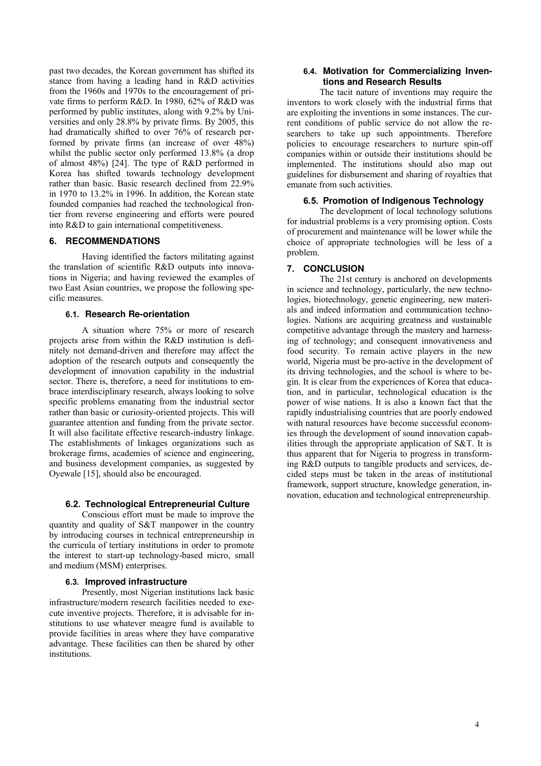past two decades, the Korean government has shifted its stance from having a leading hand in R&D activities from the 1960s and 1970s to the encouragement of private firms to perform R&D. In 1980, 62% of R&D was performed by public institutes, along with 9.2% by Universities and only 28.8% by private firms. By 2005, this had dramatically shifted to over 76% of research performed by private firms (an increase of over 48%) whilst the public sector only performed 13.8% (a drop of almost 48%) [24]. The type of R&D performed in Korea has shifted towards technology development rather than basic. Basic research declined from 22.9% in 1970 to 13.2% in 1996. In addition, the Korean state founded companies had reached the technological frontier from reverse engineering and efforts were poured into R&D to gain international competitiveness.

## 6. RECOMMENDATIONS

Having identified the factors militating against the translation of scientific R&D outputs into innovations in Nigeria; and having reviewed the examples of two East Asian countries, we propose the following specific measures.

### 6.1. Research Re-orientation

A situation where 75% or more of research projects arise from within the R&D institution is definitely not demand-driven and therefore may affect the adoption of the research outputs and consequently the development of innovation capability in the industrial sector. There is, therefore, a need for institutions to embrace interdisciplinary research, always looking to solve specific problems emanating from the industrial sector rather than basic or curiosity-oriented projects. This will guarantee attention and funding from the private sector. It will also facilitate effective research-industry linkage. The establishments of linkages organizations such as brokerage firms, academies of science and engineering, and business development companies, as suggested by Oyewale [15], should also be encouraged.

### 6.2. Technological Entrepreneurial Culture

Conscious effort must be made to improve the quantity and quality of S&T manpower in the country by introducing courses in technical entrepreneurship in the curricula of tertiary institutions in order to promote the interest to start-up technology-based micro, small and medium (MSM) enterprises.

### 6.3. Improved infrastructure

Presently, most Nigerian institutions lack basic infrastructure/modern research facilities needed to execute inventive projects. Therefore, it is advisable for institutions to use whatever meagre fund is available to provide facilities in areas where they have comparative advantage. These facilities can then be shared by other institutions.

### 6.4. Motivation for Commercializing Inventions and Research Results

The tacit nature of inventions may require the inventors to work closely with the industrial firms that are exploiting the inventions in some instances. The current conditions of public service do not allow the researchers to take up such appointments. Therefore policies to encourage researchers to nurture spin-off companies within or outside their institutions should be implemented. The institutions should also map out guidelines for disbursement and sharing of royalties that emanate from such activities.

### 6.5. Promotion of Indigenous Technology

The development of local technology solutions for industrial problems is a very promising option. Costs of procurement and maintenance will be lower while the choice of appropriate technologies will be less of a problem.

## 7. CONCLUSION

The 21st century is anchored on developments in science and technology, particularly, the new technologies, biotechnology, genetic engineering, new materials and indeed information and communication technologies. Nations are acquiring greatness and sustainable competitive advantage through the mastery and harnessing of technology; and consequent innovativeness and food security. To remain active players in the new world, Nigeria must be pro-active in the development of its driving technologies, and the school is where to begin. It is clear from the experiences of Korea that education, and in particular, technological education is the power of wise nations. It is also a known fact that the rapidly industrialising countries that are poorly endowed with natural resources have become successful economies through the development of sound innovation capabilities through the appropriate application of S&T. It is thus apparent that for Nigeria to progress in transforming R&D outputs to tangible products and services, decided steps must be taken in the areas of institutional framework, support structure, knowledge generation, innovation, education and technological entrepreneurship.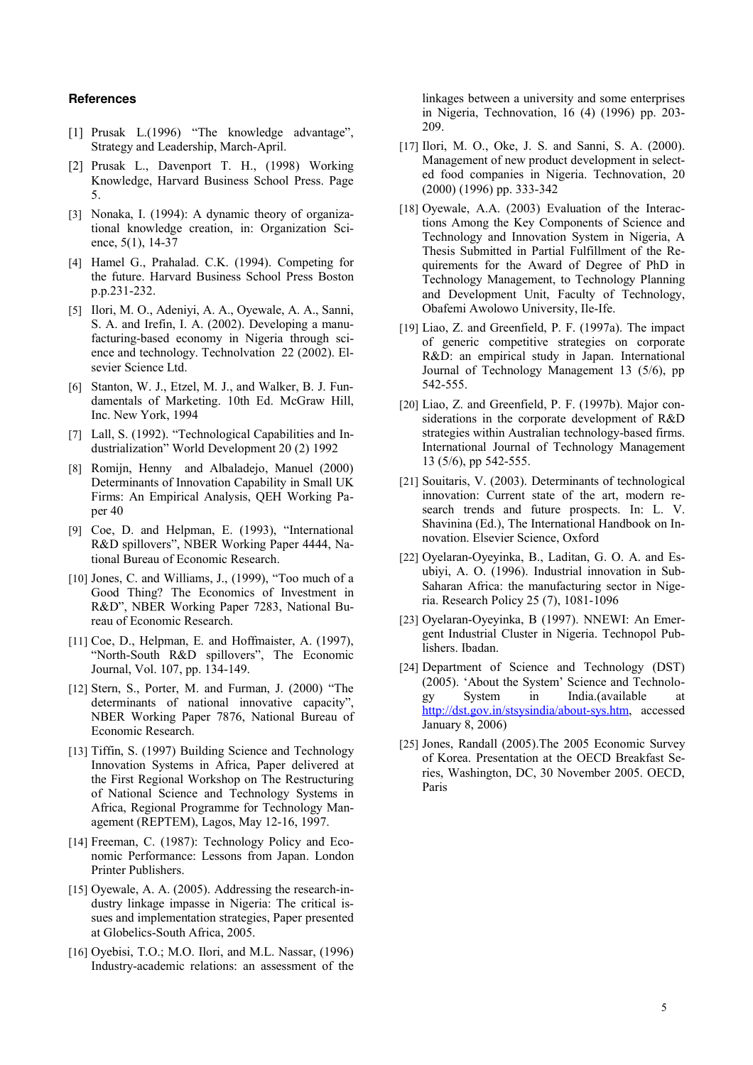### References

[1] Prusak L.(1996) "The knowledge advantage", Strategy and Leadership, March-April.

[2] Prusak L., Davenport T. H., (1998) Working Knowledge, Harvard Business School Press. Page 5.

[3] Nonaka, I. (1994): A dynamic theory of organizational knowledge creation, in: Organization Science, 5(1), 14-37

[4] Hamel G., Prahalad. C.K. (1994). Competing for the future. Harvard Business School Press Boston p.p.231-232.

[5] Ilori, M. O., Adeniyi, A. A., Oyewale, A. A., Sanni, S. A. and Irefin, I. A. (2002). Developing a manufacturing-based economy in Nigeria through science and technology. Technolvation 22 (2002). Elsevier Science Ltd.

[6] Stanton, W. J., Etzel, M. J., and Walker, B. J. Fundamentals of Marketing. 10th Ed. McGraw Hill, Inc. New York, 1994

[7] Lall, S. (1992). "Technological Capabilities and Industrialization" World Development 20 (2) 1992

[8] Romijn, Henny and Albaladejo, Manuel (2000) Determinants of Innovation Capability in Small UK Firms: An Empirical Analysis, QEH Working Paper 40

[9] Coe, D. and Helpman, E. (1993), "International R&D spillovers", NBER Working Paper 4444, National Bureau of Economic Research.

[10] Jones, C. and Williams, J., (1999), "Too much of a Good Thing? The Economics of Investment in R&D", NBER Working Paper 7283, National Bureau of Economic Research.

[11] Coe, D., Helpman, E. and Hoffmaister, A. (1997), "North-South R&D spillovers", The Economic Journal, Vol. 107, pp. 134-149.

[12] Stern, S., Porter, M. and Furman, J. (2000) "The determinants of national innovative capacity", NBER Working Paper 7876, National Bureau of Economic Research.

[13] Tiffin, S. (1997) Building Science and Technology Innovation Systems in Africa, Paper delivered at the First Regional Workshop on The Restructuring of National Science and Technology Systems in Africa, Regional Programme for Technology Management (REPTEM), Lagos, May 12-16, 1997.

[14] Freeman, C. (1987): Technology Policy and Economic Performance: Lessons from Japan. London Printer Publishers.

[15] Oyewale, A. A. (2005). Addressing the research-industry linkage impasse in Nigeria: The critical issues and implementation strategies, Paper presented at Globelics-South Africa, 2005.

[16] Oyebisi, T.O.; M.O. Ilori, and M.L. Nassar, (1996) Industry-academic relations: an assessment of the linkages between a university and some enterprises in Nigeria, Technovation, 16 (4) (1996) pp. 203-209.

[17] Ilori, M. O., Oke, J. S. and Sanni, S. A. (2000). Management of new product development in selected food companies in Nigeria. Technovation, 20 (2000) (1996) pp. 333-342

[18] Oyewale, A.A. (2003) Evaluation of the Interactions Among the Key Components of Science and Technology and Innovation System in Nigeria, A Thesis Submitted in Partial Fulfillment of the Requirements for the Award of Degree of PhD in Technology Management, to Technology Planning and Development Unit, Faculty of Technology, Obafemi Awolowo University, Ile-Ife.

[19] Liao, Z. and Greenfield, P. F. (1997a). The impact of generic competitive strategies on corporate R&D: an empirical study in Japan. International Journal of Technology Management 13 (5/6), pp 542-555.

[20] Liao, Z. and Greenfield, P. F. (1997b). Major considerations in the corporate development of R&D strategies within Australian technology-based firms. International Journal of Technology Management 13 (5/6), pp 542-555.

[21] Souitaris, V. (2003). Determinants of technological innovation: Current state of the art, modern research trends and future prospects. In: L. V. Shavinina (Ed.), The International Handbook on Innovation. Elsevier Science, Oxford

[22] Oyelaran-Oyeyinka, B., Laditan, G. O. A. and Esubiyi, A. O. (1996). Industrial innovation in Sub-Saharan Africa: the manufacturing sector in Nigeria. Research Policy 25 (7), 1081-1096

[23] Oyelaran-Oyeyinka, B (1997). NNEWI: An Emergent Industrial Cluster in Nigeria. Technopol Publishers. Ibadan.

[24] Department of Science and Technology (DST) (2005). 'About the System' Science and Technology System in India.(available at http://dst.gov.in/stsysindia/about-sys.htm, accessed January 8, 2006)

[25] Jones, Randall (2005).The 2005 Economic Survey of Korea. Presentation at the OECD Breakfast Series, Washington, DC, 30 November 2005. OECD, Paris